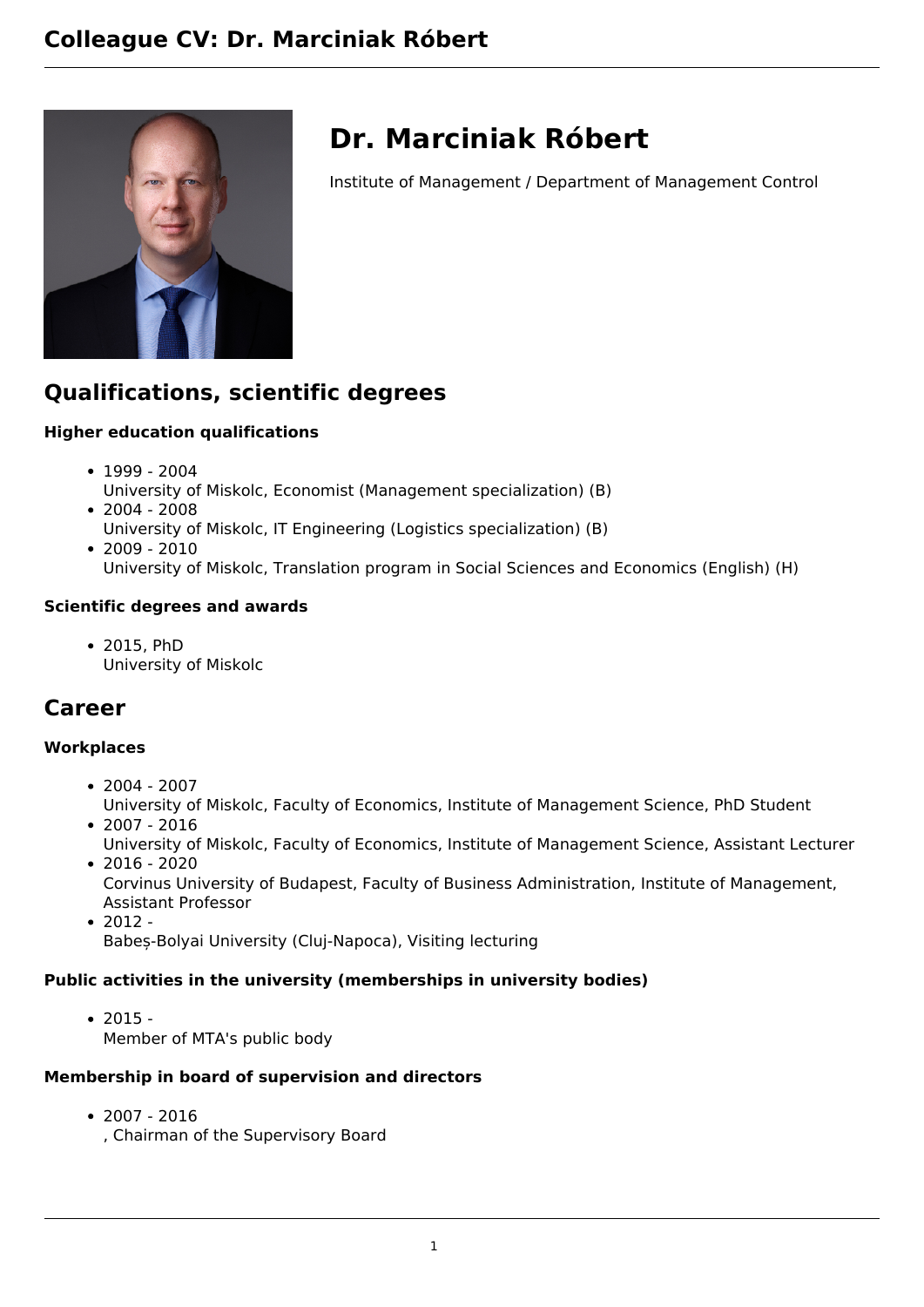# Colleague CV: Dr. Marciniak Róbert

## Dr. Marciniak Róbert

Institute of Management / Department of Management Control

## Qualifications, scientific degrees

### Higher education qualifications

- 1999 - 2004
  University of Miskolc, Economist (Management specialization) (B)
- 2004 - 2008
  University of Miskolc, IT Engineering (Logistics specialization) (B)
- 2009 - 2010
  University of Miskolc, Translation program in Social Sciences and Economics (English) (H)

### Scientific degrees and awards

- 2015, PhD
  University of Miskolc

## Career

### Workplaces

- 2004 - 2007
  University of Miskolc, Faculty of Economics, Institute of Management Science, PhD Student
- 2007 - 2016
  University of Miskolc, Faculty of Economics, Institute of Management Science, Assistant Lecturer
- 2016 - 2020
  Corvinus University of Budapest, Faculty of Business Administration, Institute of Management, Assistant Professor
- 2012 -
  Babeș-Bolyai University (Cluj-Napoca), Visiting lecturing

### Public activities in the university (memberships in university bodies)

- 2015 -
  Member of MTA's public body

### Membership in board of supervision and directors

- 2007 - 2016
  , Chairman of the Supervisory Board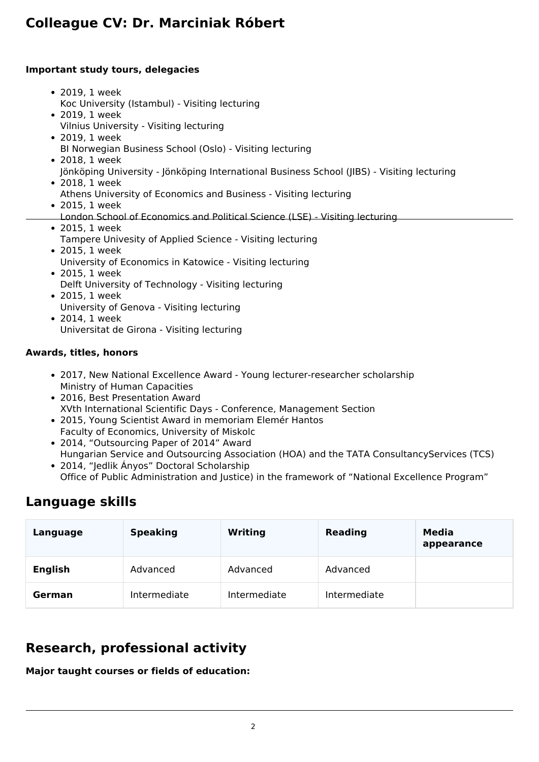# Colleague CV: Dr. Marciniak Róbert

**Important study tours, delegacies**

- 2019, 1 week
  Koc University (Istambul) - Visiting lecturing
- 2019, 1 week
  Vilnius University - Visiting lecturing
- 2019, 1 week
  BI Norwegian Business School (Oslo) - Visiting lecturing
- 2018, 1 week
  Jönköping University - Jönköping International Business School (JIBS) - Visiting lecturing
- 2018, 1 week
  Athens University of Economics and Business - Visiting lecturing
- 2015, 1 week
  London School of Economics and Political Science (LSE) - Visiting lecturing
- 2015, 1 week
  Tampere Univesity of Applied Science - Visiting lecturing
- 2015, 1 week
  University of Economics in Katowice - Visiting lecturing
- 2015, 1 week
  Delft University of Technology - Visiting lecturing
- 2015, 1 week
  University of Genova - Visiting lecturing
- 2014, 1 week
  Universitat de Girona - Visiting lecturing

**Awards, titles, honors**

- 2017, New National Excellence Award - Young lecturer-researcher scholarship
  Ministry of Human Capacities
- 2016, Best Presentation Award
  XVth International Scientific Days - Conference, Management Section
- 2015, Young Scientist Award in memoriam Elemér Hantos
  Faculty of Economics, University of Miskolc
- 2014, "Outsourcing Paper of 2014" Award
  Hungarian Service and Outsourcing Association (HOA) and the TATA ConsultancyServices (TCS)
- 2014, "Jedlik Ányos" Doctoral Scholarship
  Office of Public Administration and Justice) in the framework of "National Excellence Program"

## Language skills

| Language | Speaking | Writing | Reading | Media appearance |
|---|---|---|---|---|
| **English** | Advanced | Advanced | Advanced | |
| **German** | Intermediate | Intermediate | Intermediate | |

## Research, professional activity

**Major taught courses or fields of education:**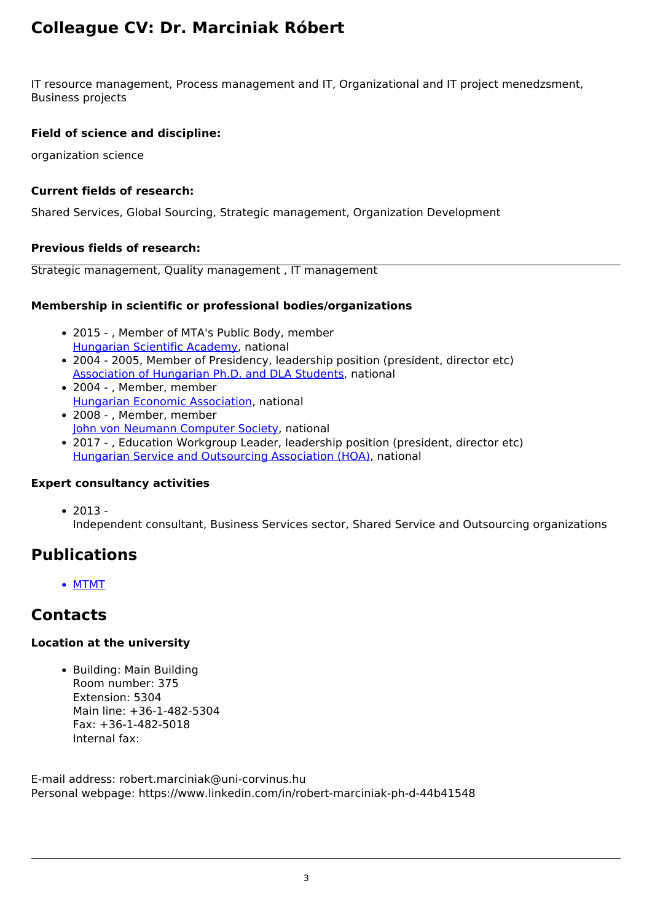# Colleague CV: Dr. Marciniak Róbert

IT resource management, Process management and IT, Organizational and IT project menedzsment, Business projects

### Field of science and discipline:

organization science

### Current fields of research:

Shared Services, Global Sourcing, Strategic management, Organization Development

### Previous fields of research:

Strategic management, Quality management , IT management

### Membership in scientific or professional bodies/organizations

- 2015 - , Member of MTA's Public Body, member
  Hungarian Scientific Academy, national
- 2004 - 2005, Member of Presidency, leadership position (president, director etc)
  Association of Hungarian Ph.D. and DLA Students, national
- 2004 - , Member, member
  Hungarian Economic Association, national
- 2008 - , Member, member
  John von Neumann Computer Society, national
- 2017 - , Education Workgroup Leader, leadership position (president, director etc)
  Hungarian Service and Outsourcing Association (HOA), national

### Expert consultancy activities

- 2013 -
  Independent consultant, Business Services sector, Shared Service and Outsourcing organizations

## Publications

- MTMT

## Contacts

### Location at the university

- Building: Main Building
  Room number: 375
  Extension: 5304
  Main line: +36-1-482-5304
  Fax: +36-1-482-5018
  Internal fax:

E-mail address: robert.marciniak@uni-corvinus.hu
Personal webpage: https://www.linkedin.com/in/robert-marciniak-ph-d-44b41548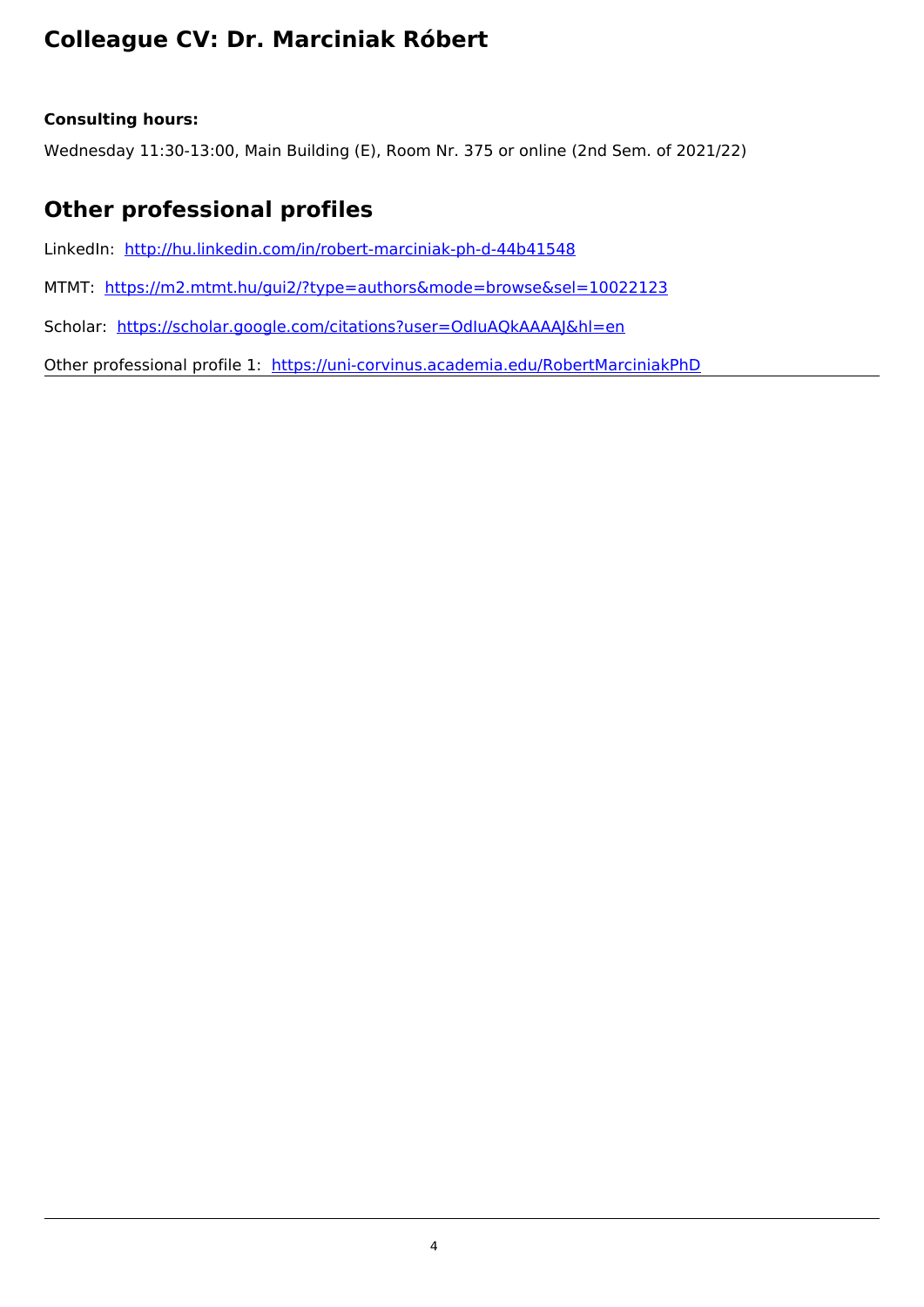# Colleague CV: Dr. Marciniak Róbert

**Consulting hours:**

Wednesday 11:30-13:00, Main Building (E), Room Nr. 375 or online (2nd Sem. of 2021/22)

## Other professional profiles

LinkedIn: [http://hu.linkedin.com/in/robert-marciniak-ph-d-44b41548](http://hu.linkedin.com/in/robert-marciniak-ph-d-44b41548)

MTMT: [https://m2.mtmt.hu/gui2/?type=authors&mode=browse&sel=10022123](https://m2.mtmt.hu/gui2/?type=authors&mode=browse&sel=10022123)

Scholar: [https://scholar.google.com/citations?user=OdIuAQkAAAAJ&hl=en](https://scholar.google.com/citations?user=OdIuAQkAAAAJ&hl=en)

Other professional profile 1: [https://uni-corvinus.academia.edu/RobertMarciniakPhD](https://uni-corvinus.academia.edu/RobertMarciniakPhD)